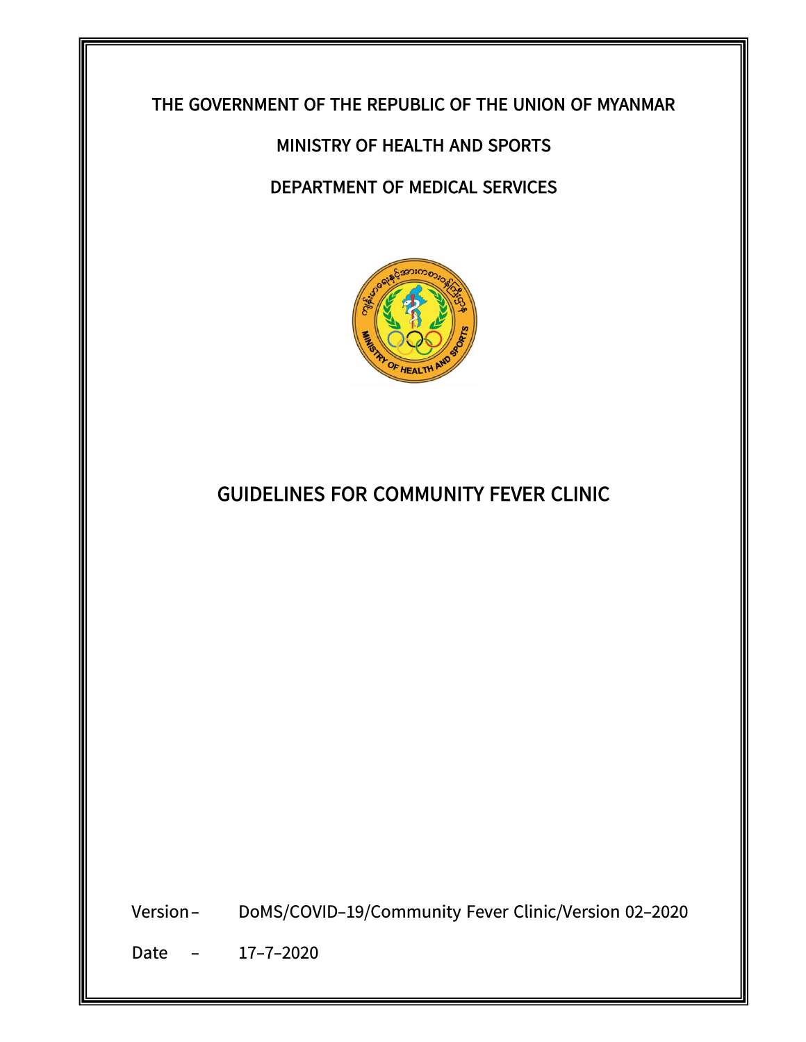THE GOVERNMENT OF THE REPUBLIC OF THE UNION OF MYANMAR

MINISTRY OF HEALTH AND SPORTS

DEPARTMENT OF MEDICAL SERVICES

# GUIDELINES FOR COMMUNITY FEVER CLINIC

Version – DoMS/COVID-19/Community Fever Clinic/Version 02-2020

Date – 17-7-2020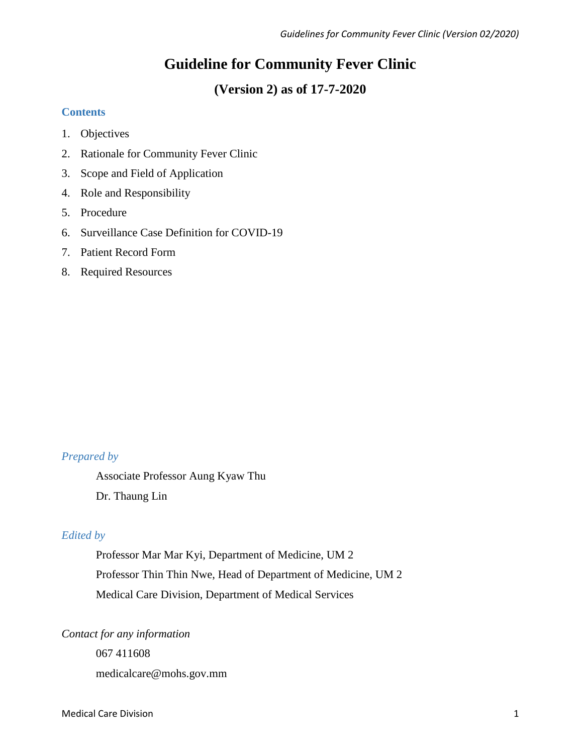# Guideline for Community Fever Clinic

## (Version 2) as of 17-7-2020

### Contents

1. Objectives
2. Rationale for Community Fever Clinic
3. Scope and Field of Application
4. Role and Responsibility
5. Procedure
6. Surveillance Case Definition for COVID-19
7. Patient Record Form
8. Required Resources

*Prepared by*

Associate Professor Aung Kyaw Thu

Dr. Thaung Lin

*Edited by*

Professor Mar Mar Kyi, Department of Medicine, UM 2

Professor Thin Thin Nwe, Head of Department of Medicine, UM 2

Medical Care Division, Department of Medical Services

*Contact for any information*

067 411608

medicalcare@mohs.gov.mm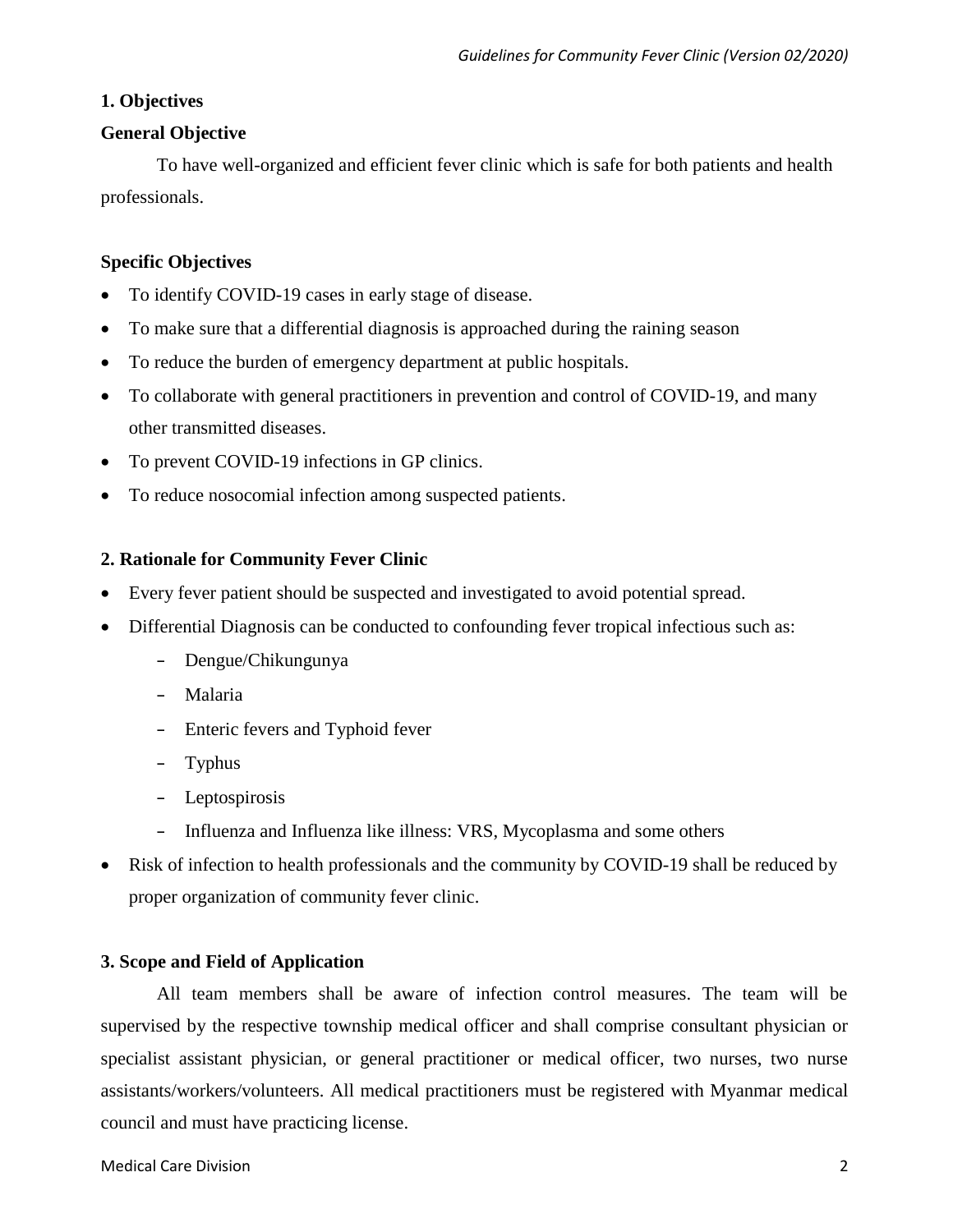## 1. Objectives

### General Objective

To have well-organized and efficient fever clinic which is safe for both patients and health professionals.

### Specific Objectives

- To identify COVID-19 cases in early stage of disease.
- To make sure that a differential diagnosis is approached during the raining season
- To reduce the burden of emergency department at public hospitals.
- To collaborate with general practitioners in prevention and control of COVID-19, and many other transmitted diseases.
- To prevent COVID-19 infections in GP clinics.
- To reduce nosocomial infection among suspected patients.

## 2. Rationale for Community Fever Clinic

- Every fever patient should be suspected and investigated to avoid potential spread.
- Differential Diagnosis can be conducted to confounding fever tropical infectious such as:
  - Dengue/Chikungunya
  - Malaria
  - Enteric fevers and Typhoid fever
  - Typhus
  - Leptospirosis
  - Influenza and Influenza like illness: VRS, Mycoplasma and some others
- Risk of infection to health professionals and the community by COVID-19 shall be reduced by proper organization of community fever clinic.

## 3. Scope and Field of Application

All team members shall be aware of infection control measures. The team will be supervised by the respective township medical officer and shall comprise consultant physician or specialist assistant physician, or general practitioner or medical officer, two nurses, two nurse assistants/workers/volunteers. All medical practitioners must be registered with Myanmar medical council and must have practicing license.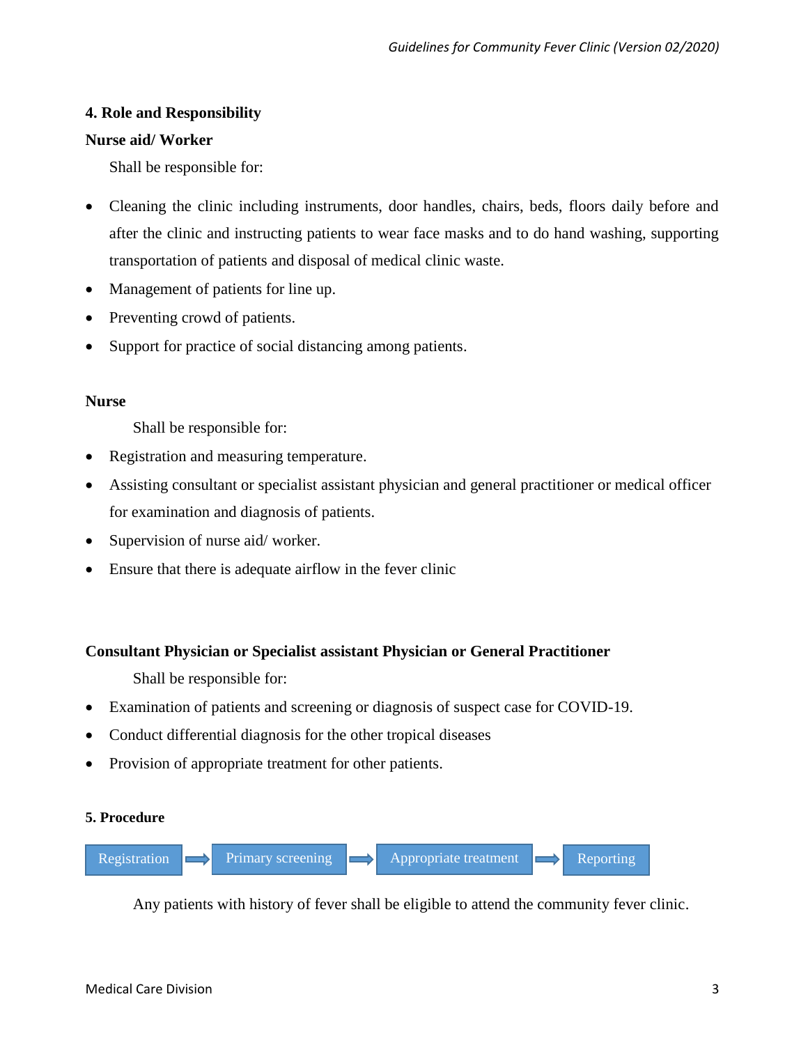## 4. Role and Responsibility

**Nurse aid/ Worker**

Shall be responsible for:

- Cleaning the clinic including instruments, door handles, chairs, beds, floors daily before and after the clinic and instructing patients to wear face masks and to do hand washing, supporting transportation of patients and disposal of medical clinic waste.
- Management of patients for line up.
- Preventing crowd of patients.
- Support for practice of social distancing among patients.

**Nurse**

Shall be responsible for:

- Registration and measuring temperature.
- Assisting consultant or specialist assistant physician and general practitioner or medical officer for examination and diagnosis of patients.
- Supervision of nurse aid/ worker.
- Ensure that there is adequate airflow in the fever clinic

**Consultant Physician or Specialist assistant Physician or General Practitioner**

Shall be responsible for:

- Examination of patients and screening or diagnosis of suspect case for COVID-19.
- Conduct differential diagnosis for the other tropical diseases
- Provision of appropriate treatment for other patients.

## 5. Procedure

Registration → Primary screening → Appropriate treatment → Reporting

Any patients with history of fever shall be eligible to attend the community fever clinic.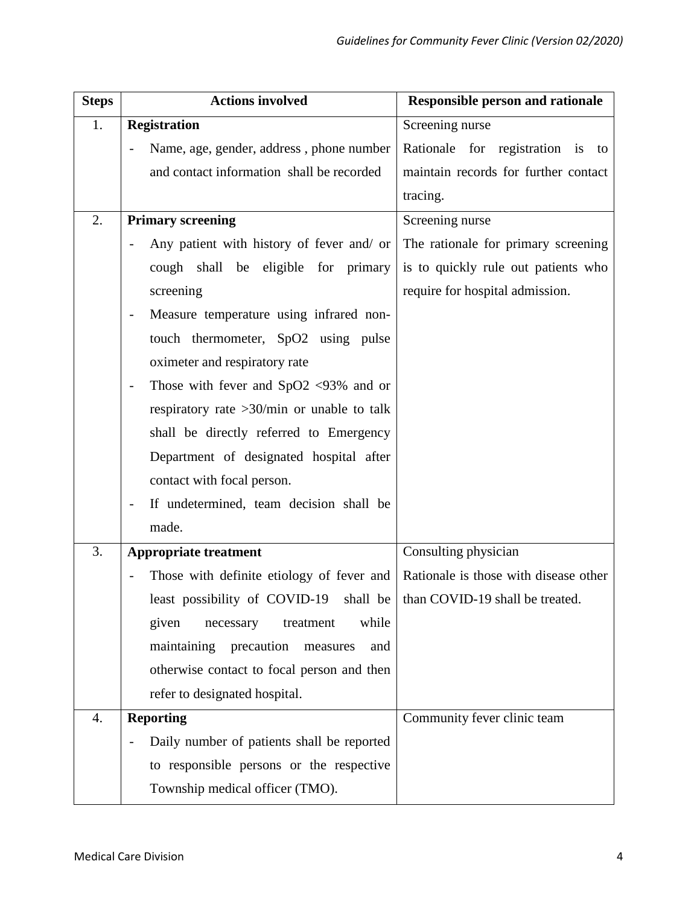| Steps | Actions involved | Responsible person and rationale |
|---|---|---|
| 1. | **Registration**<br>- Name, age, gender, address , phone number and contact information shall be recorded | Screening nurse<br>Rationale for registration is to maintain records for further contact tracing. |
| 2. | **Primary screening**<br>- Any patient with history of fever and/ or cough shall be eligible for primary screening<br>- Measure temperature using infrared non-touch thermometer, SpO2 using pulse oximeter and respiratory rate<br>- Those with fever and SpO2 <93% and or respiratory rate >30/min or unable to talk shall be directly referred to Emergency Department of designated hospital after contact with focal person.<br>- If undetermined, team decision shall be made. | Screening nurse<br>The rationale for primary screening is to quickly rule out patients who require for hospital admission. |
| 3. | **Appropriate treatment**<br>- Those with definite etiology of fever and least possibility of COVID-19 shall be given necessary treatment while maintaining precaution measures and otherwise contact to focal person and then refer to designated hospital. | Consulting physician<br>Rationale is those with disease other than COVID-19 shall be treated. |
| 4. | **Reporting**<br>- Daily number of patients shall be reported to responsible persons or the respective Township medical officer (TMO). | Community fever clinic team |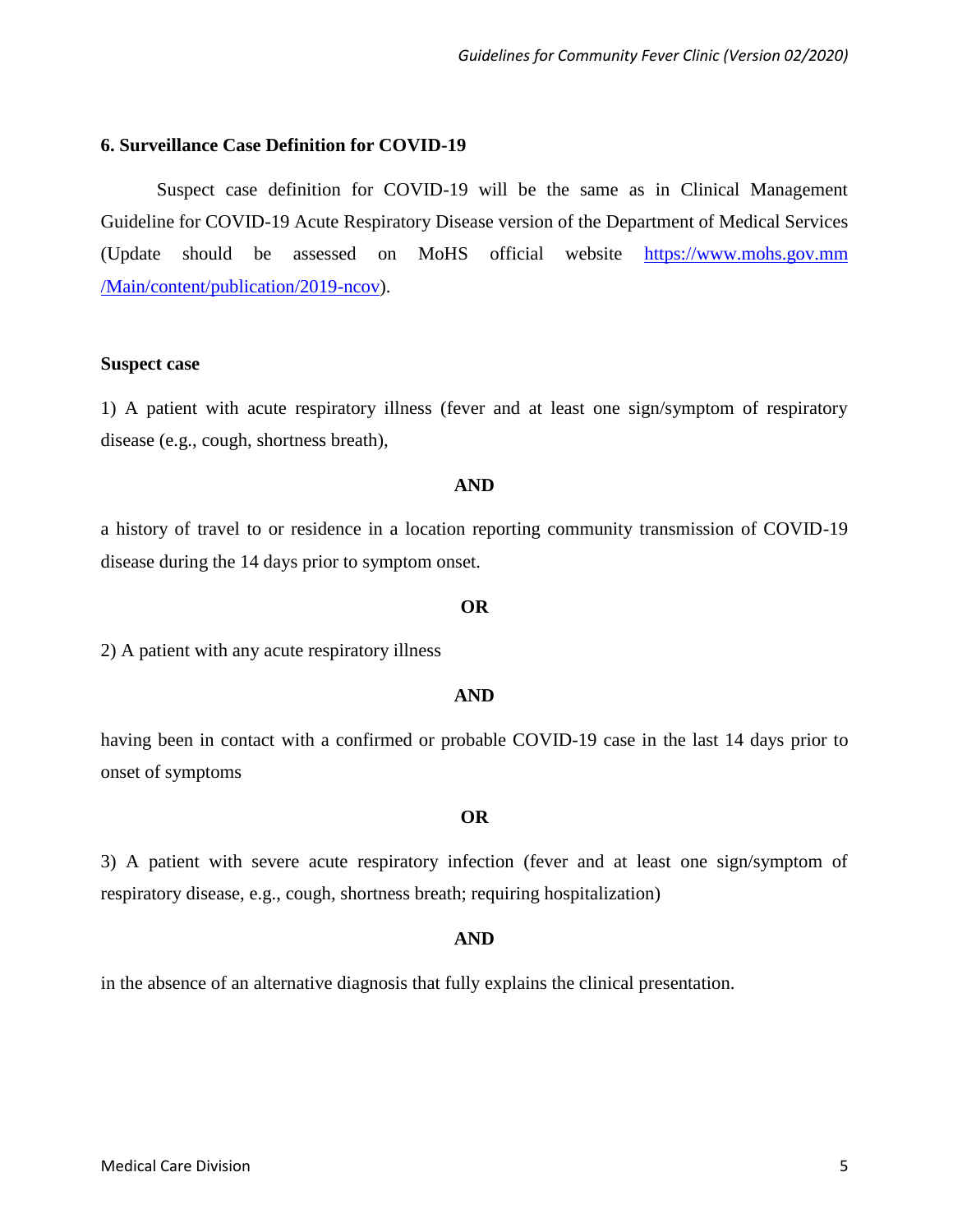## 6. Surveillance Case Definition for COVID-19

Suspect case definition for COVID-19 will be the same as in Clinical Management Guideline for COVID-19 Acute Respiratory Disease version of the Department of Medical Services (Update should be assessed on MoHS official website [https://www.mohs.gov.mm /Main/content/publication/2019-ncov](https://www.mohs.gov.mm/Main/content/publication/2019-ncov)).

**Suspect case**

1) A patient with acute respiratory illness (fever and at least one sign/symptom of respiratory disease (e.g., cough, shortness breath),

**AND**

a history of travel to or residence in a location reporting community transmission of COVID-19 disease during the 14 days prior to symptom onset.

**OR**

2) A patient with any acute respiratory illness

**AND**

having been in contact with a confirmed or probable COVID-19 case in the last 14 days prior to onset of symptoms

**OR**

3) A patient with severe acute respiratory infection (fever and at least one sign/symptom of respiratory disease, e.g., cough, shortness breath; requiring hospitalization)

**AND**

in the absence of an alternative diagnosis that fully explains the clinical presentation.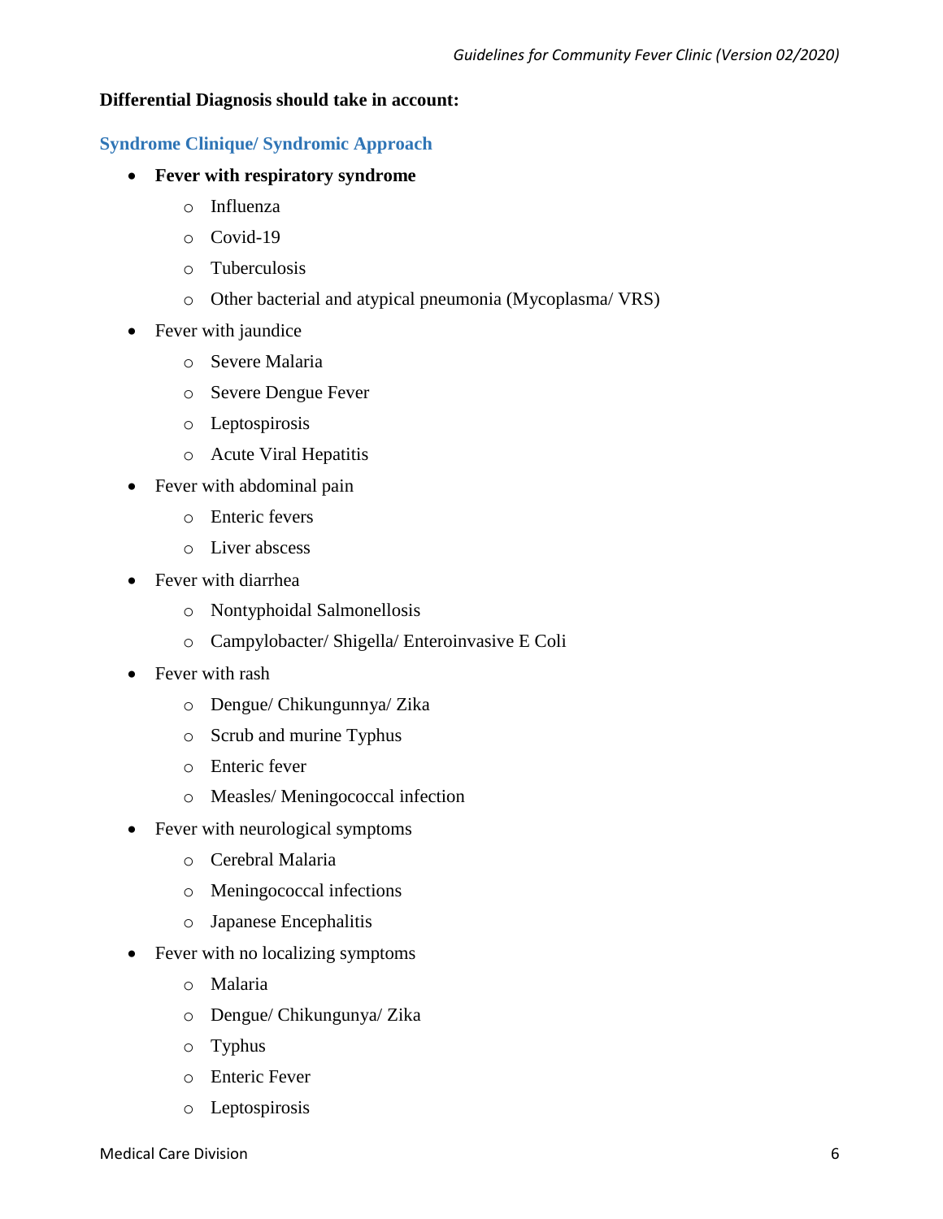**Differential Diagnosis should take in account:**

### Syndrome Clinique/ Syndromic Approach

- **Fever with respiratory syndrome**
  - Influenza
  - Covid-19
  - Tuberculosis
  - Other bacterial and atypical pneumonia (Mycoplasma/ VRS)
- Fever with jaundice
  - Severe Malaria
  - Severe Dengue Fever
  - Leptospirosis
  - Acute Viral Hepatitis
- Fever with abdominal pain
  - Enteric fevers
  - Liver abscess
- Fever with diarrhea
  - Nontyphoidal Salmonellosis
  - Campylobacter/ Shigella/ Enteroinvasive E Coli
- Fever with rash
  - Dengue/ Chikungunnya/ Zika
  - Scrub and murine Typhus
  - Enteric fever
  - Measles/ Meningococcal infection
- Fever with neurological symptoms
  - Cerebral Malaria
  - Meningococcal infections
  - Japanese Encephalitis
- Fever with no localizing symptoms
  - Malaria
  - Dengue/ Chikungunya/ Zika
  - Typhus
  - Enteric Fever
  - Leptospirosis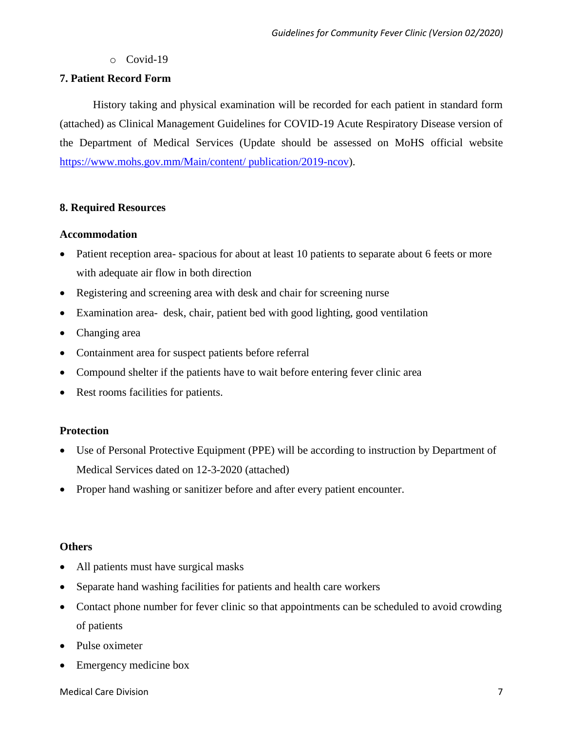- Covid-19

## 7. Patient Record Form

History taking and physical examination will be recorded for each patient in standard form (attached) as Clinical Management Guidelines for COVID-19 Acute Respiratory Disease version of the Department of Medical Services (Update should be assessed on MoHS official website [https://www.mohs.gov.mm/Main/content/ publication/2019-ncov](https://www.mohs.gov.mm/Main/content/publication/2019-ncov)).

## 8. Required Resources

**Accommodation**

- Patient reception area- spacious for about at least 10 patients to separate about 6 feets or more with adequate air flow in both direction
- Registering and screening area with desk and chair for screening nurse
- Examination area- desk, chair, patient bed with good lighting, good ventilation
- Changing area
- Containment area for suspect patients before referral
- Compound shelter if the patients have to wait before entering fever clinic area
- Rest rooms facilities for patients.

**Protection**

- Use of Personal Protective Equipment (PPE) will be according to instruction by Department of Medical Services dated on 12-3-2020 (attached)
- Proper hand washing or sanitizer before and after every patient encounter.

**Others**

- All patients must have surgical masks
- Separate hand washing facilities for patients and health care workers
- Contact phone number for fever clinic so that appointments can be scheduled to avoid crowding of patients
- Pulse oximeter
- Emergency medicine box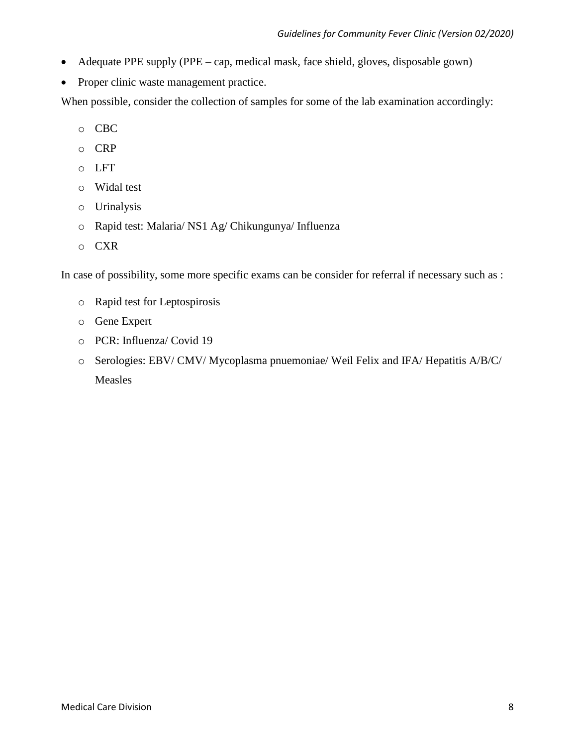- Adequate PPE supply (PPE – cap, medical mask, face shield, gloves, disposable gown)
- Proper clinic waste management practice.

When possible, consider the collection of samples for some of the lab examination accordingly:

- CBC
- CRP
- LFT
- Widal test
- Urinalysis
- Rapid test: Malaria/ NS1 Ag/ Chikungunya/ Influenza
- CXR

In case of possibility, some more specific exams can be consider for referral if necessary such as :

- Rapid test for Leptospirosis
- Gene Expert
- PCR: Influenza/ Covid 19
- Serologies: EBV/ CMV/ Mycoplasma pnuemoniae/ Weil Felix and IFA/ Hepatitis A/B/C/ Measles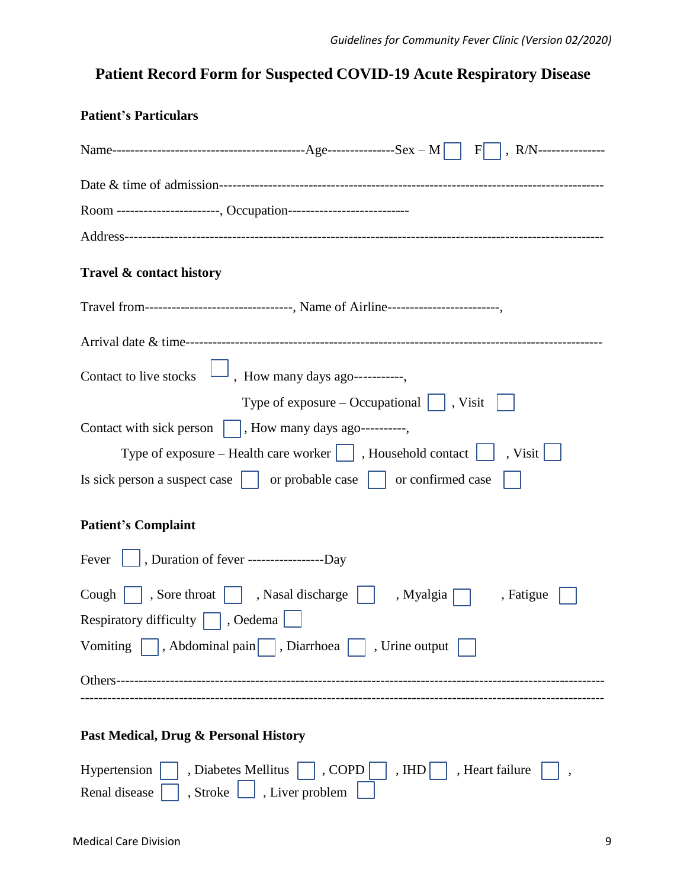# Patient Record Form for Suspected COVID-19 Acute Respiratory Disease

**Patient's Particulars**

Name------------------------------------------Age--------------Sex – M ☐ F ☐ , R/N--------------

Date & time of admission-----------------------------------------------------------------------------------

Room ----------------------, Occupation--------------------------

Address----------------------------------------------------------------------------------------------------

**Travel & contact history**

Travel from--------------------------------, Name of Airline------------------------,

Arrival date & time------------------------------------------------------------------------------------------

Contact to live stocks ☐ , How many days ago-----------,

Type of exposure – Occupational ☐ , Visit ☐

Contact with sick person ☐ , How many days ago----------,

Type of exposure – Health care worker ☐ , Household contact ☐ , Visit ☐

Is sick person a suspect case ☐ or probable case ☐ or confirmed case ☐

**Patient's Complaint**

Fever ☐ , Duration of fever -----------------Day

Cough ☐ , Sore throat ☐ , Nasal discharge ☐ , Myalgia ☐ , Fatigue ☐

Respiratory difficulty ☐ , Oedema ☐

Vomiting ☐ , Abdominal pain ☐ , Diarrhoea ☐ , Urine output ☐

Others----------------------------------------------------------------------------------------------------

-----------------------------------------------------------------------------------------------------------

**Past Medical, Drug & Personal History**

Hypertension ☐ , Diabetes Mellitus ☐ , COPD ☐ , IHD ☐ , Heart failure ☐ ,

Renal disease ☐ , Stroke ☐ , Liver problem ☐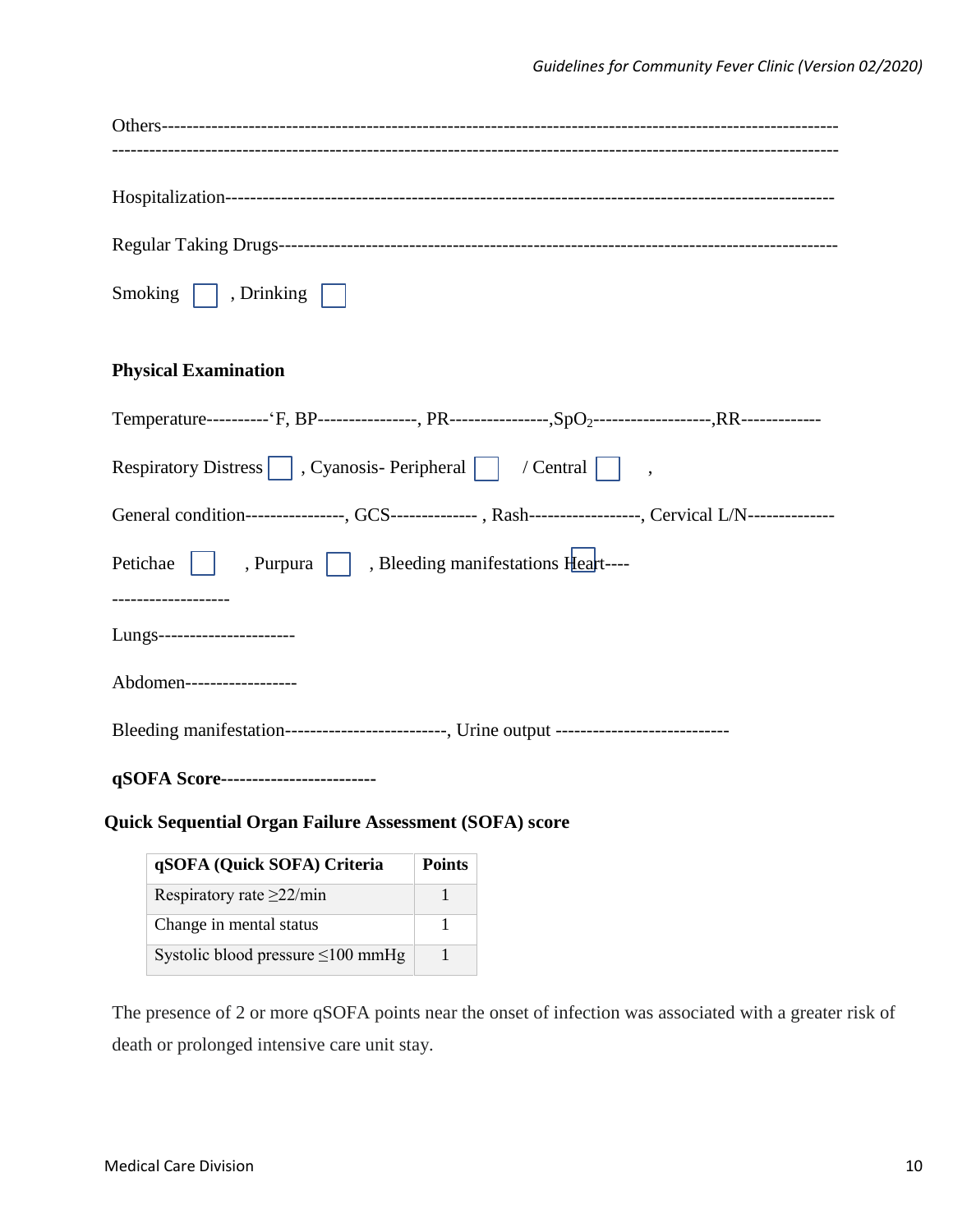Others-----------------------------------------------------------------------------------------------------------
-----------------------------------------------------------------------------------------------------------------

Hospitalization-------------------------------------------------------------------------------------------------

Regular Taking Drugs-------------------------------------------------------------------------------------------

Smoking ☐ , Drinking ☐

**Physical Examination**

Temperature----------'F, BP----------------, PR----------------, $SpO_2$-------------------, RR-------------

Respiratory Distress ☐ , Cyanosis- Peripheral ☐ / Central ☐ ,

General condition----------------, GCS-------------- , Rash------------------, Cervical L/N--------------

Petichae ☐ , Purpura ☐ , Bleeding manifestations ☐ Heart----

-------------------

Lungs----------------------

Abdomen------------------

Bleeding manifestation--------------------------, Urine output ----------------------------

**qSOFA Score-------------------------**

**Quick Sequential Organ Failure Assessment (SOFA) score**

| qSOFA (Quick SOFA) Criteria | Points |
|---|---|
| Respiratory rate ≥22/min | 1 |
| Change in mental status | 1 |
| Systolic blood pressure ≤100 mmHg | 1 |

The presence of 2 or more qSOFA points near the onset of infection was associated with a greater risk of death or prolonged intensive care unit stay.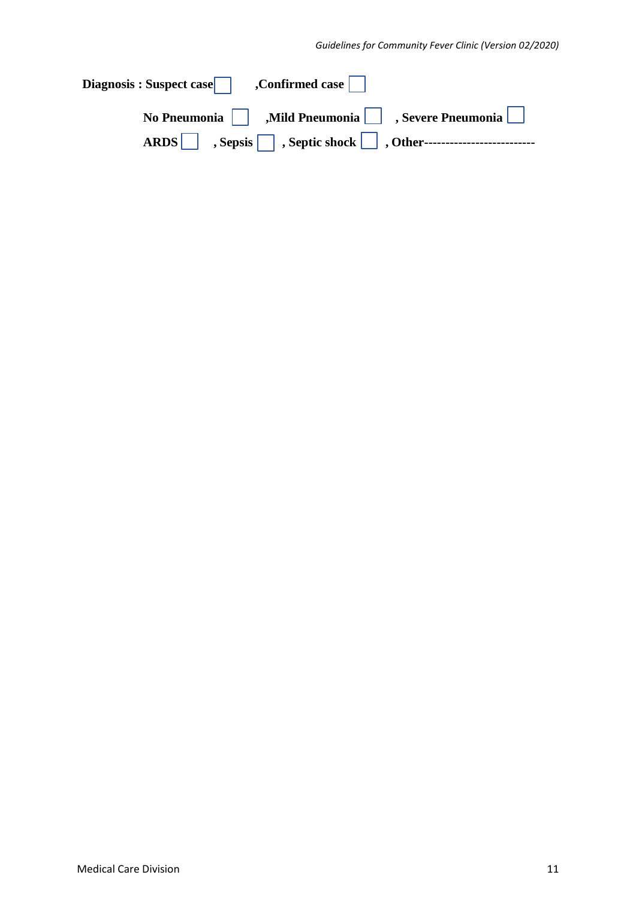**Diagnosis : Suspect case** ☐ **,Confirmed case** ☐

**No Pneumonia** ☐ **,Mild Pneumonia** ☐ **, Severe Pneumonia** ☐

**ARDS** ☐ **, Sepsis** ☐ **, Septic shock** ☐ **, Other-------------------------**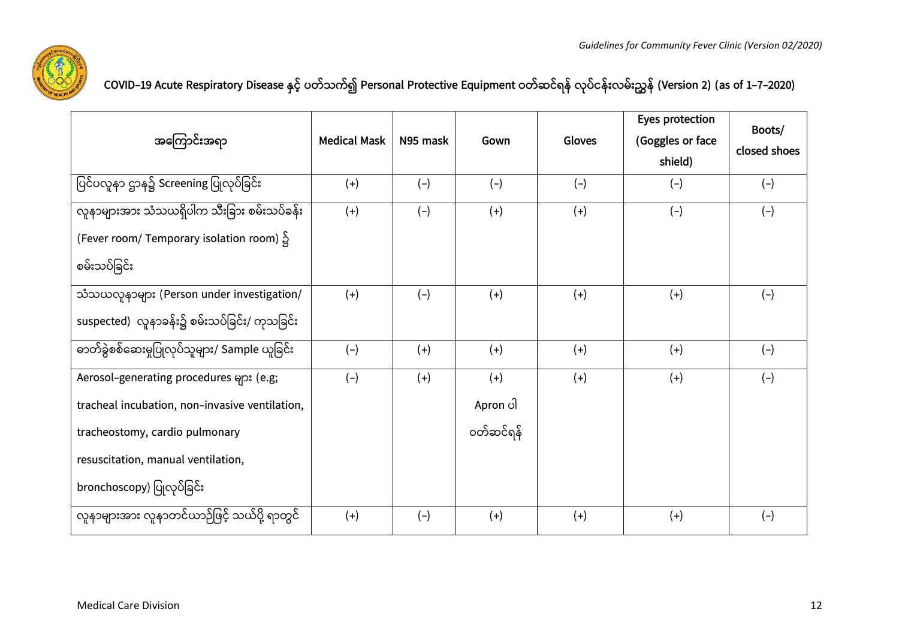## COVID-19 Acute Respiratory Disease နှင့် ပတ်သက်၍ Personal Protective Equipment ဝတ်ဆင်ရန် လုပ်ငန်းလမ်းညွှန် (Version 2) (as of 1-7-2020)

| အကြောင်းအရာ | Medical Mask | N95 mask | Gown | Gloves | Eyes protection (Goggles or face shield) | Boots/ closed shoes |
|---|---|---|---|---|---|---|
| ပြင်ပလူနာ ဌာန၌ Screening ပြုလုပ်ခြင်း | (+) | (-) | (-) | (-) | (-) | (-) |
| လူနာများအား သံသယရှိပါက သီးခြား စမ်းသပ်ခန်း (Fever room/ Temporary isolation room) ၌ စမ်းသပ်ခြင်း | (+) | (-) | (+) | (+) | (-) | (-) |
| သံသယလူနာများ (Person under investigation/ suspected) လူနာခန်း၌ စမ်းသပ်ခြင်း/ ကုသခြင်း | (+) | (-) | (+) | (+) | (+) | (-) |
| ဓာတ်ခွဲစစ်ဆေးမှုပြုလုပ်သူများ/ Sample ယူခြင်း | (-) | (+) | (+) | (+) | (+) | (-) |
| Aerosol-generating procedures များ (e.g; tracheal incubation, non-invasive ventilation, tracheostomy, cardio pulmonary resuscitation, manual ventilation, bronchoscopy) ပြုလုပ်ခြင်း | (-) | (+) | (+) Apron ပါ ဝတ်ဆင်ရန် | (+) | (+) | (-) |
| လူနာများအား လူနာတင်ယာဉ်ဖြင့် သယ်ပို့ ရာတွင် | (+) | (-) | (+) | (+) | (+) | (-) |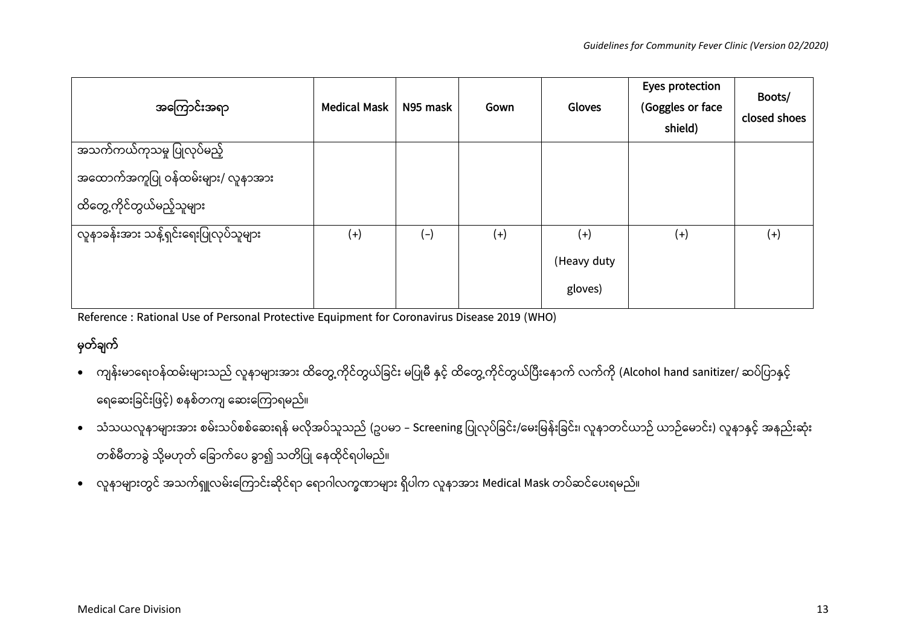| အကြောင်းအရာ | Medical Mask | N95 mask | Gown | Gloves | Eyes protection (Goggles or face shield) | Boots/ closed shoes |
|---|---|---|---|---|---|---|
| အသက်ကယ်ကုသမှု ပြုလုပ်မည့် အထောက်အကူပြု ဝန်ထမ်းများ/ လူနာအား ထိတွေ့ကိုင်တွယ်မည့်သူများ | | | | | | |
| လူနာခန်းအား သန့်ရှင်းရေးပြုလုပ်သူများ | (+) | (–) | (+) | (+) (Heavy duty gloves) | (+) | (+) |

Reference : Rational Use of Personal Protective Equipment for Coronavirus Disease 2019 (WHO)

**မှတ်ချက်**

- ကျန်းမာရေးဝန်ထမ်းများသည် လူနာများအား ထိတွေ့ကိုင်တွယ်ခြင်း မပြုမီ နှင့် ထိတွေ့ကိုင်တွယ်ပြီးနောက် လက်ကို (Alcohol hand sanitizer/ ဆပ်ပြာနှင့် ရေဆေးခြင်းဖြင့်) စနစ်တကျ ဆေးကြောရမည်။
- သံသယလူနာများအား စမ်းသပ်စစ်ဆေးရန် မလိုအပ်သူသည် (ဥပမာ – Screening ပြုလုပ်ခြင်း/မေးမြန်းခြင်း၊ လူနာတင်ယာဉ် ယာဉ်မောင်း) လူနာနှင့် အနည်းဆုံး တစ်မီတာခွဲ သို့မဟုတ် ခြောက်ပေ ခွာ၍ သတိပြု နေထိုင်ရပါမည်။
- လူနာများတွင် အသက်ရှူလမ်းကြောင်းဆိုင်ရာ ရောဂါလက္ခဏာများ ရှိပါက လူနာအား Medical Mask တပ်ဆင်ပေးရမည်။